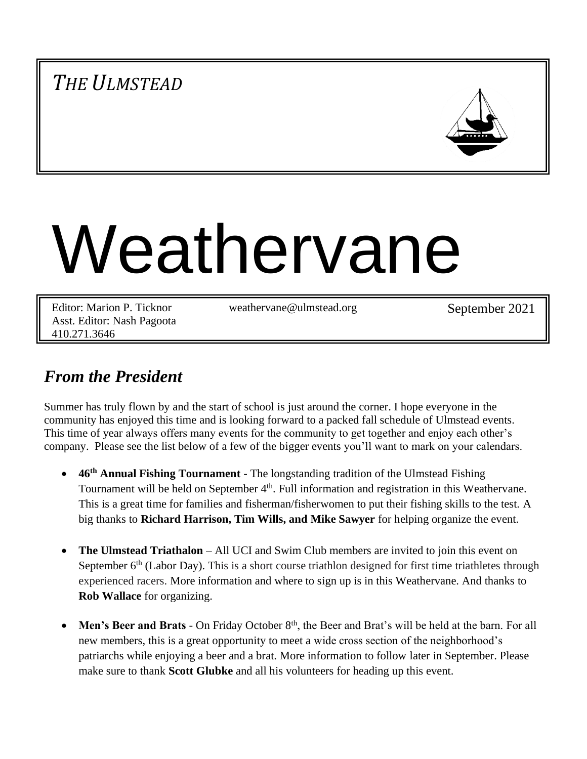*THE ULMSTEAD*

# Weathervane

Editor: Marion P. Ticknor
Asst. Editor: Nash Pagoota
410.271.3646

weathervane@ulmstead.org

September 2021

## *From the President*

Summer has truly flown by and the start of school is just around the corner. I hope everyone in the community has enjoyed this time and is looking forward to a packed fall schedule of Ulmstead events. This time of year always offers many events for the community to get together and enjoy each other's company. Please see the list below of a few of the bigger events you'll want to mark on your calendars.

- **46th Annual Fishing Tournament** - The longstanding tradition of the Ulmstead Fishing Tournament will be held on September 4th. Full information and registration in this Weathervane. This is a great time for families and fisherman/fisherwomen to put their fishing skills to the test. A big thanks to **Richard Harrison, Tim Wills, and Mike Sawyer** for helping organize the event.

- **The Ulmstead Triathalon** – All UCI and Swim Club members are invited to join this event on September 6th (Labor Day). This is a short course triathlon designed for first time triathletes through experienced racers. More information and where to sign up is in this Weathervane. And thanks to **Rob Wallace** for organizing.

- **Men's Beer and Brats** - On Friday October 8th, the Beer and Brat's will be held at the barn. For all new members, this is a great opportunity to meet a wide cross section of the neighborhood's patriarchs while enjoying a beer and a brat. More information to follow later in September. Please make sure to thank **Scott Glubke** and all his volunteers for heading up this event.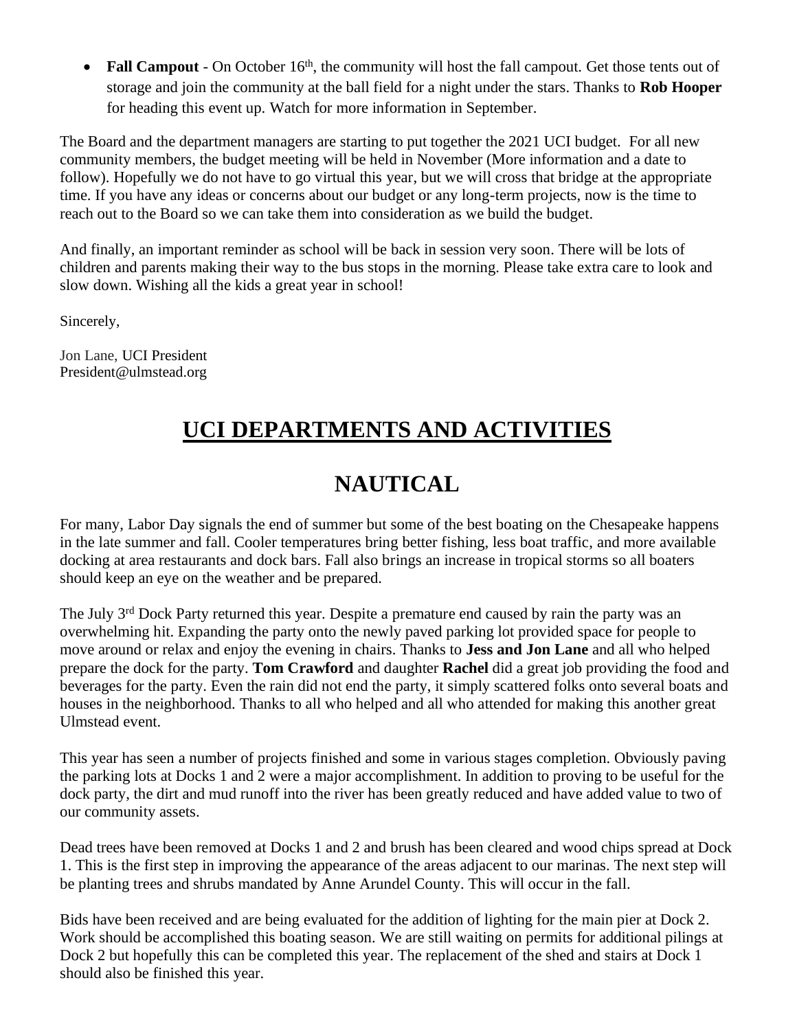- **Fall Campout** - On October 16th, the community will host the fall campout. Get those tents out of storage and join the community at the ball field for a night under the stars. Thanks to **Rob Hooper** for heading this event up. Watch for more information in September.

The Board and the department managers are starting to put together the 2021 UCI budget. For all new community members, the budget meeting will be held in November (More information and a date to follow). Hopefully we do not have to go virtual this year, but we will cross that bridge at the appropriate time. If you have any ideas or concerns about our budget or any long-term projects, now is the time to reach out to the Board so we can take them into consideration as we build the budget.

And finally, an important reminder as school will be back in session very soon. There will be lots of children and parents making their way to the bus stops in the morning. Please take extra care to look and slow down. Wishing all the kids a great year in school!

Sincerely,

Jon Lane, UCI President
President@ulmstead.org

# UCI DEPARTMENTS AND ACTIVITIES

## NAUTICAL

For many, Labor Day signals the end of summer but some of the best boating on the Chesapeake happens in the late summer and fall. Cooler temperatures bring better fishing, less boat traffic, and more available docking at area restaurants and dock bars. Fall also brings an increase in tropical storms so all boaters should keep an eye on the weather and be prepared.

The July 3rd Dock Party returned this year. Despite a premature end caused by rain the party was an overwhelming hit. Expanding the party onto the newly paved parking lot provided space for people to move around or relax and enjoy the evening in chairs. Thanks to **Jess and Jon Lane** and all who helped prepare the dock for the party. **Tom Crawford** and daughter **Rachel** did a great job providing the food and beverages for the party. Even the rain did not end the party, it simply scattered folks onto several boats and houses in the neighborhood. Thanks to all who helped and all who attended for making this another great Ulmstead event.

This year has seen a number of projects finished and some in various stages completion. Obviously paving the parking lots at Docks 1 and 2 were a major accomplishment. In addition to proving to be useful for the dock party, the dirt and mud runoff into the river has been greatly reduced and have added value to two of our community assets.

Dead trees have been removed at Docks 1 and 2 and brush has been cleared and wood chips spread at Dock 1. This is the first step in improving the appearance of the areas adjacent to our marinas. The next step will be planting trees and shrubs mandated by Anne Arundel County. This will occur in the fall.

Bids have been received and are being evaluated for the addition of lighting for the main pier at Dock 2. Work should be accomplished this boating season. We are still waiting on permits for additional pilings at Dock 2 but hopefully this can be completed this year. The replacement of the shed and stairs at Dock 1 should also be finished this year.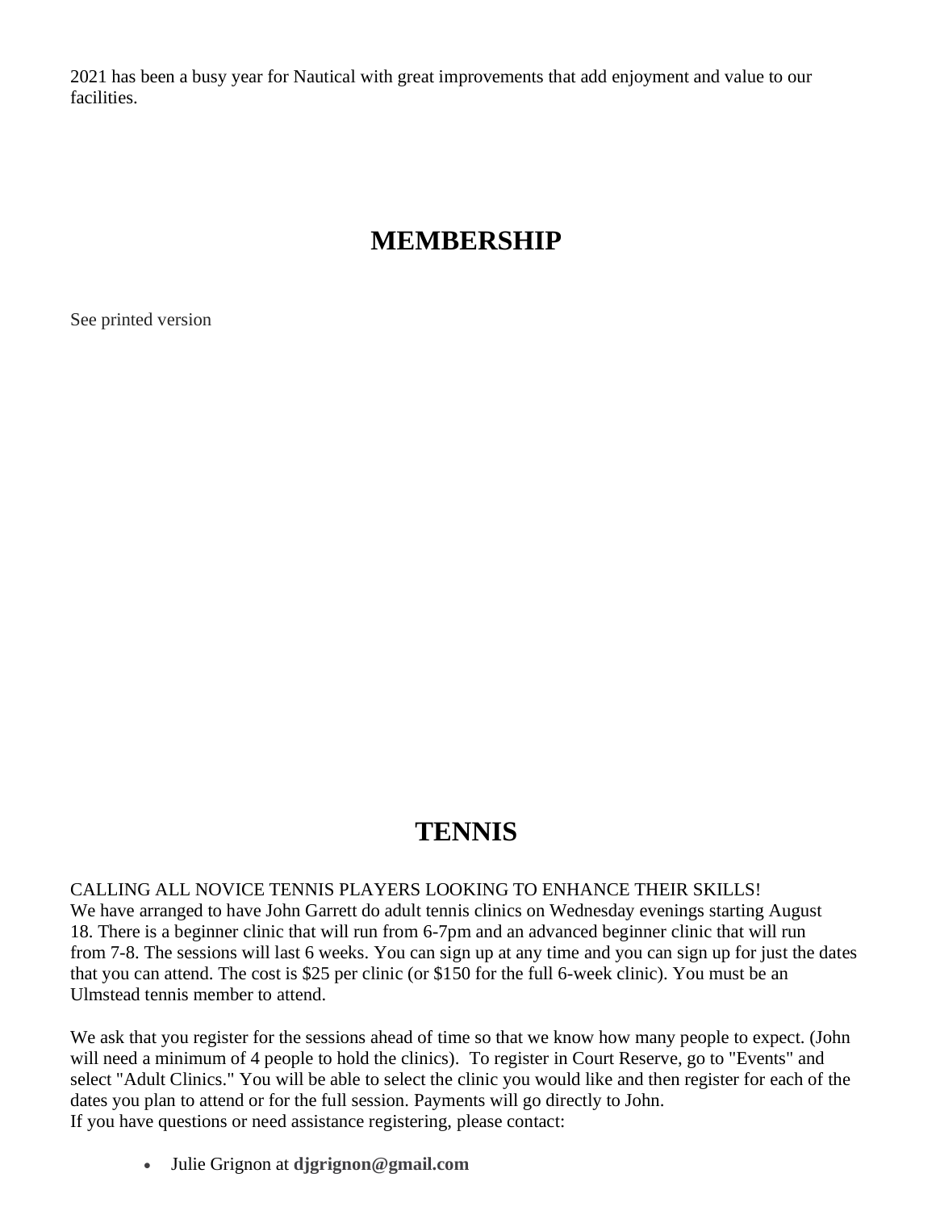2021 has been a busy year for Nautical with great improvements that add enjoyment and value to our facilities.

# MEMBERSHIP

See printed version

# TENNIS

CALLING ALL NOVICE TENNIS PLAYERS LOOKING TO ENHANCE THEIR SKILLS!
We have arranged to have John Garrett do adult tennis clinics on Wednesday evenings starting August 18. There is a beginner clinic that will run from 6-7pm and an advanced beginner clinic that will run from 7-8. The sessions will last 6 weeks. You can sign up at any time and you can sign up for just the dates that you can attend. The cost is $25 per clinic (or $150 for the full 6-week clinic). You must be an Ulmstead tennis member to attend.

We ask that you register for the sessions ahead of time so that we know how many people to expect. (John will need a minimum of 4 people to hold the clinics). To register in Court Reserve, go to "Events" and select "Adult Clinics." You will be able to select the clinic you would like and then register for each of the dates you plan to attend or for the full session. Payments will go directly to John.
If you have questions or need assistance registering, please contact:

- Julie Grignon at **djgrignon@gmail.com**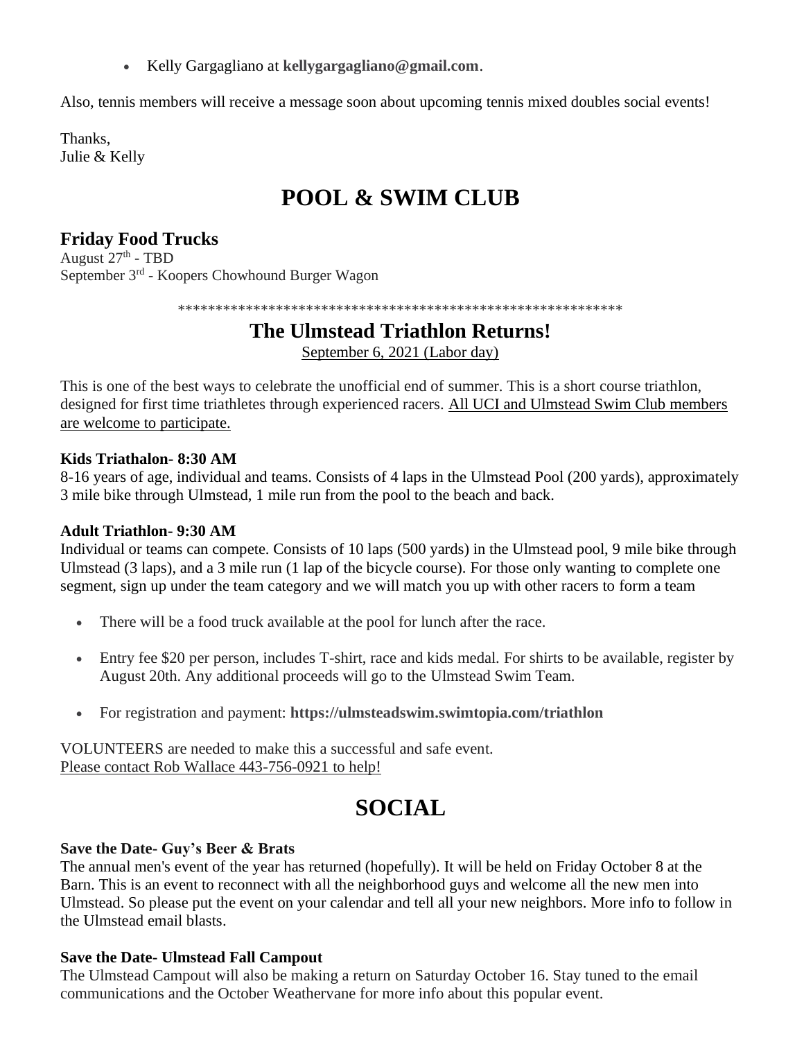- Kelly Gargagliano at **kellygargagliano@gmail.com**.

Also, tennis members will receive a message soon about upcoming tennis mixed doubles social events!

Thanks,
Julie & Kelly

# POOL & SWIM CLUB

## Friday Food Trucks

August 27th - TBD
September 3rd - Koopers Chowhound Burger Wagon

************************************************************

## The Ulmstead Triathlon Returns!

September 6, 2021 (Labor day)

This is one of the best ways to celebrate the unofficial end of summer. This is a short course triathlon, designed for first time triathletes through experienced racers. All UCI and Ulmstead Swim Club members are welcome to participate.

**Kids Triathalon- 8:30 AM**
8-16 years of age, individual and teams. Consists of 4 laps in the Ulmstead Pool (200 yards), approximately 3 mile bike through Ulmstead, 1 mile run from the pool to the beach and back.

**Adult Triathlon- 9:30 AM**
Individual or teams can compete. Consists of 10 laps (500 yards) in the Ulmstead pool, 9 mile bike through Ulmstead (3 laps), and a 3 mile run (1 lap of the bicycle course). For those only wanting to complete one segment, sign up under the team category and we will match you up with other racers to form a team

- There will be a food truck available at the pool for lunch after the race.
- Entry fee $20 per person, includes T-shirt, race and kids medal. For shirts to be available, register by August 20th. Any additional proceeds will go to the Ulmstead Swim Team.
- For registration and payment: **https://ulmsteadswim.swimtopia.com/triathlon**

VOLUNTEERS are needed to make this a successful and safe event.
Please contact Rob Wallace 443-756-0921 to help!

# SOCIAL

**Save the Date- Guy's Beer & Brats**
The annual men's event of the year has returned (hopefully). It will be held on Friday October 8 at the Barn. This is an event to reconnect with all the neighborhood guys and welcome all the new men into Ulmstead. So please put the event on your calendar and tell all your new neighbors. More info to follow in the Ulmstead email blasts.

**Save the Date- Ulmstead Fall Campout**
The Ulmstead Campout will also be making a return on Saturday October 16. Stay tuned to the email communications and the October Weathervane for more info about this popular event.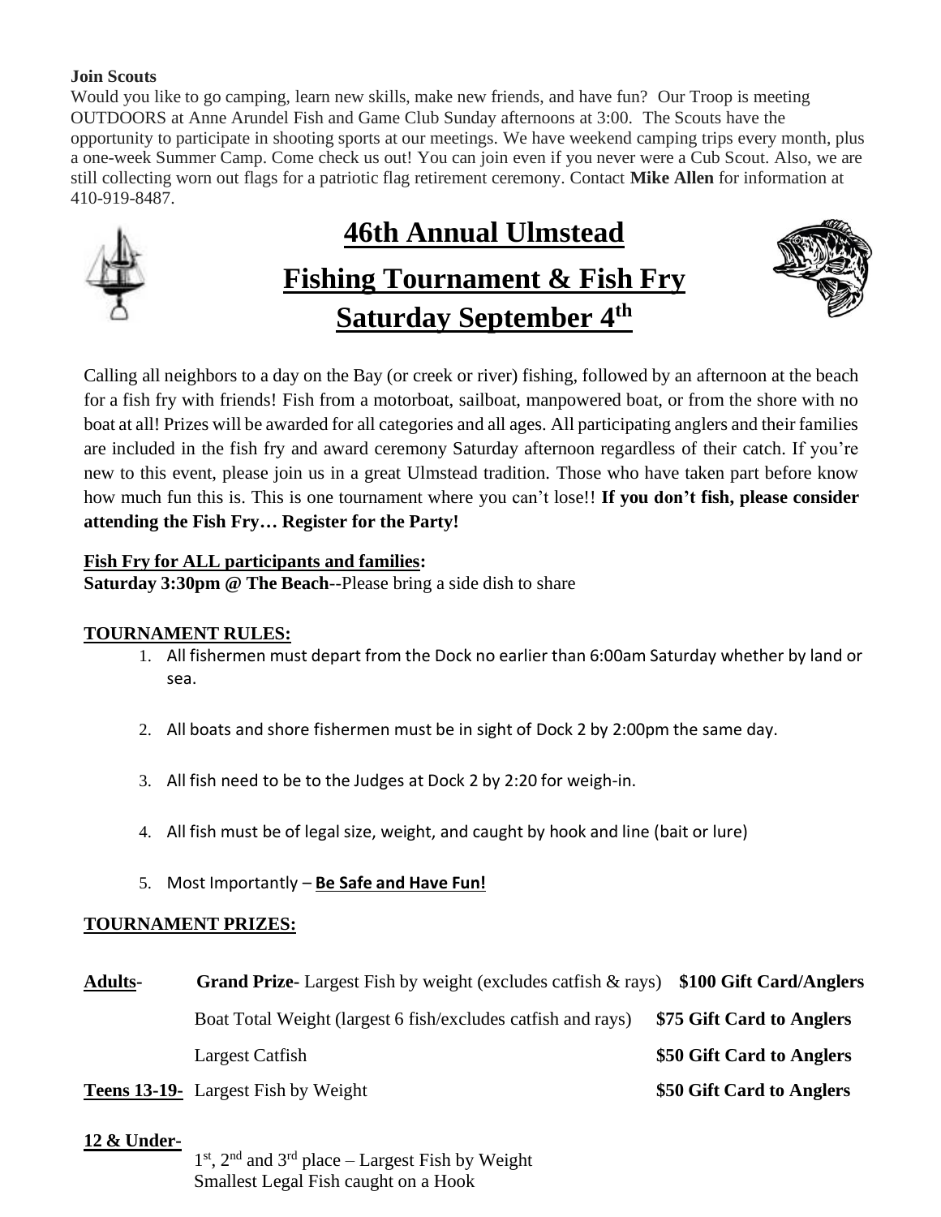**Join Scouts**

Would you like to go camping, learn new skills, make new friends, and have fun? Our Troop is meeting OUTDOORS at Anne Arundel Fish and Game Club Sunday afternoons at 3:00. The Scouts have the opportunity to participate in shooting sports at our meetings. We have weekend camping trips every month, plus a one-week Summer Camp. Come check us out! You can join even if you never were a Cub Scout. Also, we are still collecting worn out flags for a patriotic flag retirement ceremony. Contact **Mike Allen** for information at 410-919-8487.

# 46th Annual Ulmstead Fishing Tournament & Fish Fry Saturday September 4th

Calling all neighbors to a day on the Bay (or creek or river) fishing, followed by an afternoon at the beach for a fish fry with friends! Fish from a motorboat, sailboat, manpowered boat, or from the shore with no boat at all! Prizes will be awarded for all categories and all ages. All participating anglers and their families are included in the fish fry and award ceremony Saturday afternoon regardless of their catch. If you're new to this event, please join us in a great Ulmstead tradition. Those who have taken part before know how much fun this is. This is one tournament where you can't lose!! **If you don't fish, please consider attending the Fish Fry… Register for the Party!**

**Fish Fry for ALL participants and families:**
**Saturday 3:30pm @ The Beach**--Please bring a side dish to share

**TOURNAMENT RULES:**

1. All fishermen must depart from the Dock no earlier than 6:00am Saturday whether by land or sea.
2. All boats and shore fishermen must be in sight of Dock 2 by 2:00pm the same day.
3. All fish need to be to the Judges at Dock 2 by 2:20 for weigh-in.
4. All fish must be of legal size, weight, and caught by hook and line (bait or lure)
5. Most Importantly – **Be Safe and Have Fun!**

**TOURNAMENT PRIZES:**

| | | |
|---|---|---|
| **Adults-** | **Grand Prize-** Largest Fish by weight (excludes catfish & rays) | **$100 Gift Card/Anglers** |
| | Boat Total Weight (largest 6 fish/excludes catfish and rays) | **$75 Gift Card to Anglers** |
| | Largest Catfish | **$50 Gift Card to Anglers** |
| **Teens 13-19-** | Largest Fish by Weight | **$50 Gift Card to Anglers** |

**12 & Under-**

1st, 2nd and 3rd place – Largest Fish by Weight
Smallest Legal Fish caught on a Hook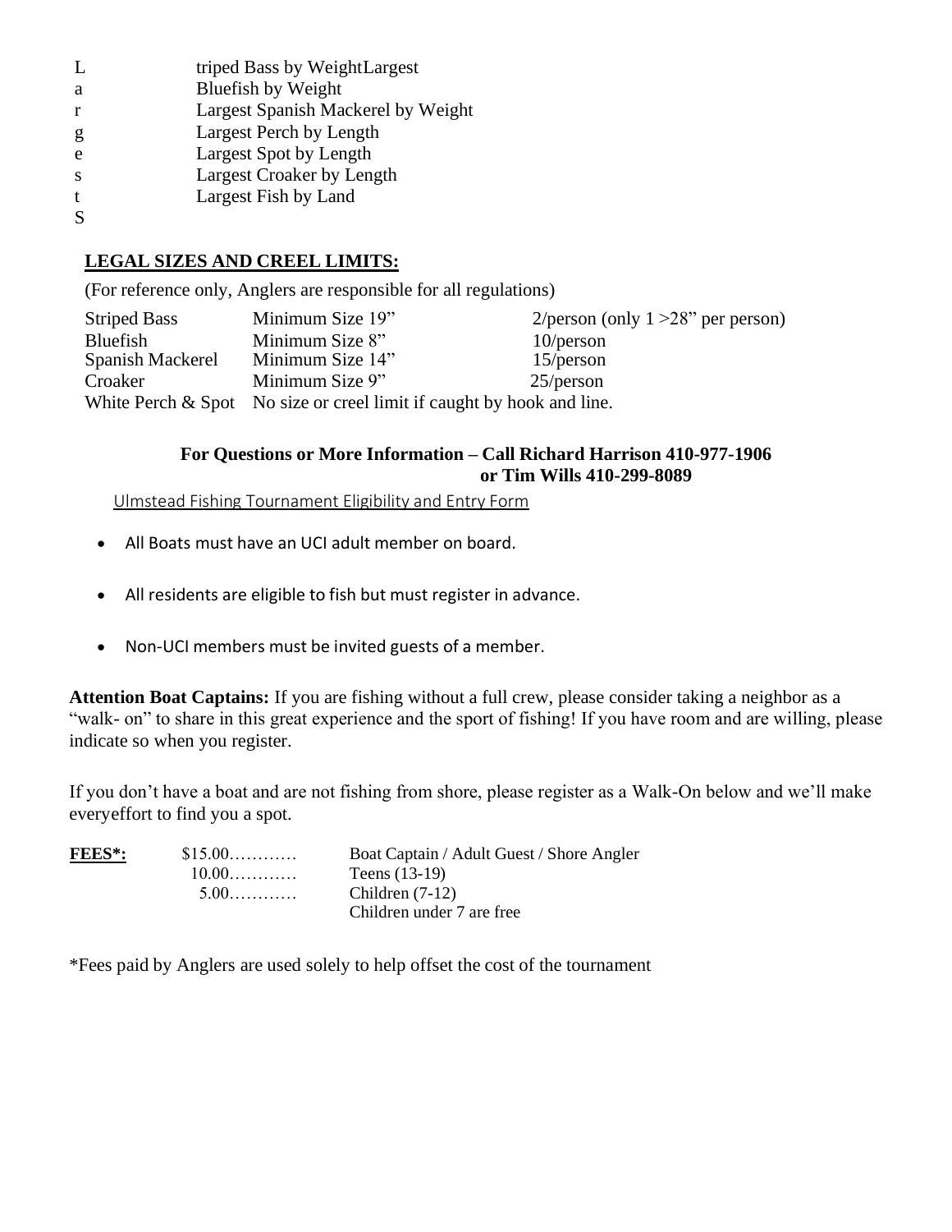L triped Bass by WeightLargest
a Bluefish by Weight
r Largest Spanish Mackerel by Weight
g Largest Perch by Length
e Largest Spot by Length
s Largest Croaker by Length
t Largest Fish by Land
S

## LEGAL SIZES AND CREEL LIMITS:

(For reference only, Anglers are responsible for all regulations)

| | | |
|---|---|---|
| Striped Bass | Minimum Size 19" | 2/person (only 1 >28" per person) |
| Bluefish | Minimum Size 8" | 10/person |
| Spanish Mackerel | Minimum Size 14" | 15/person |
| Croaker | Minimum Size 9" | 25/person |
| White Perch & Spot | No size or creel limit if caught by hook and line. | |

**For Questions or More Information – Call Richard Harrison 410-977-1906 or Tim Wills 410-299-8089**

Ulmstead Fishing Tournament Eligibility and Entry Form

- All Boats must have an UCI adult member on board.
- All residents are eligible to fish but must register in advance.
- Non-UCI members must be invited guests of a member.

**Attention Boat Captains:** If you are fishing without a full crew, please consider taking a neighbor as a "walk- on" to share in this great experience and the sport of fishing! If you have room and are willing, please indicate so when you register.

If you don't have a boat and are not fishing from shore, please register as a Walk-On below and we'll make everyeffort to find you a spot.

| **FEES*:** | | |
|---|---|---|
| | $15.00………… | Boat Captain / Adult Guest / Shore Angler |
| | 10.00………… | Teens (13-19) |
| | 5.00………… | Children (7-12) |
| | | Children under 7 are free |

*Fees paid by Anglers are used solely to help offset the cost of the tournament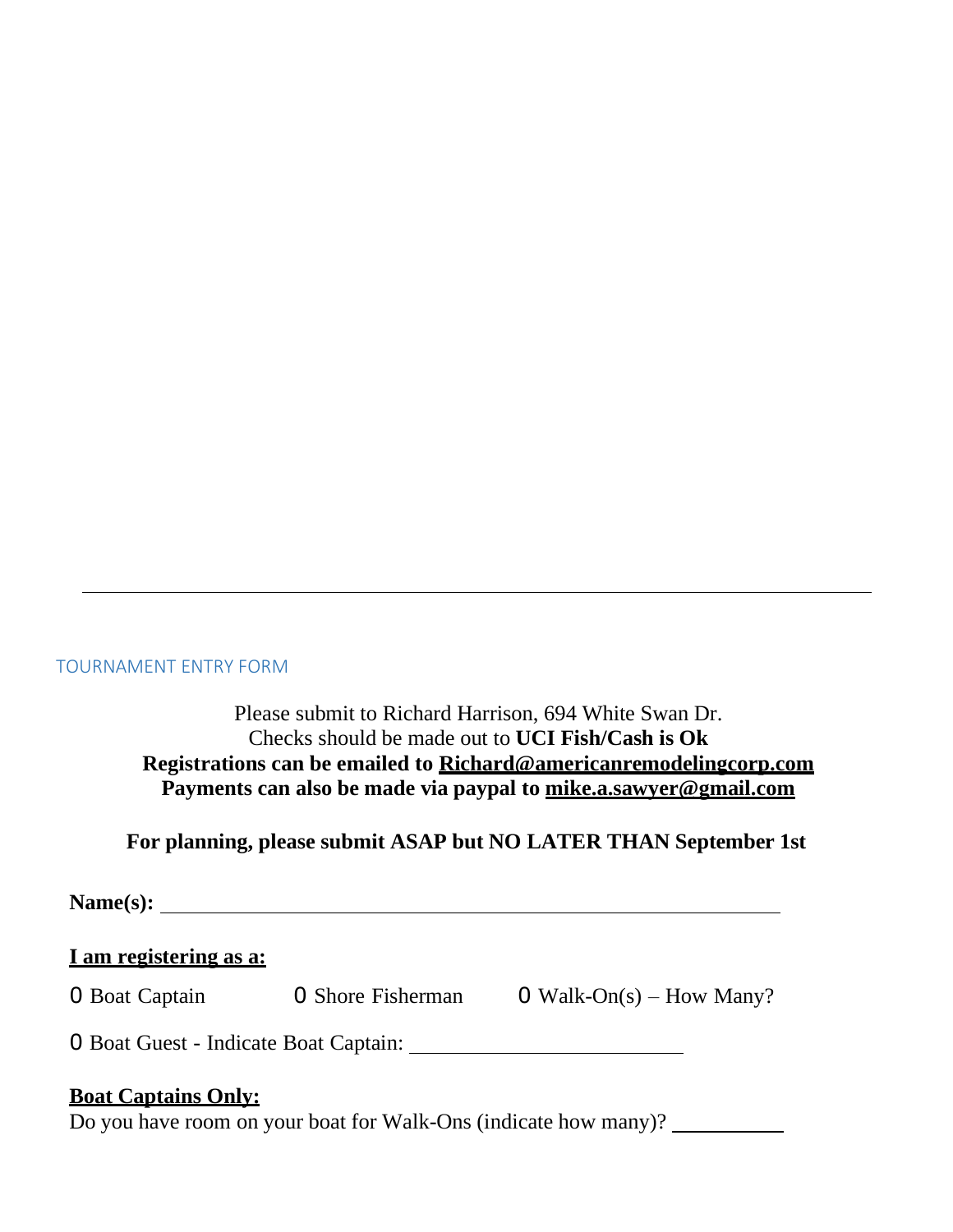---

## TOURNAMENT ENTRY FORM

Please submit to Richard Harrison, 694 White Swan Dr.
Checks should be made out to **UCI Fish/Cash is Ok**
**Registrations can be emailed to Richard@americanremodelingcorp.com**
**Payments can also be made via paypal to mike.a.sawyer@gmail.com**

**For planning, please submit ASAP but NO LATER THAN September 1st**

**Name(s):** ____________________________________________

**I am registering as a:**

O Boat Captain O Shore Fisherman O Walk-On(s) – How Many?

O Boat Guest - Indicate Boat Captain: ____________________

**Boat Captains Only:**
Do you have room on your boat for Walk-Ons (indicate how many)? ________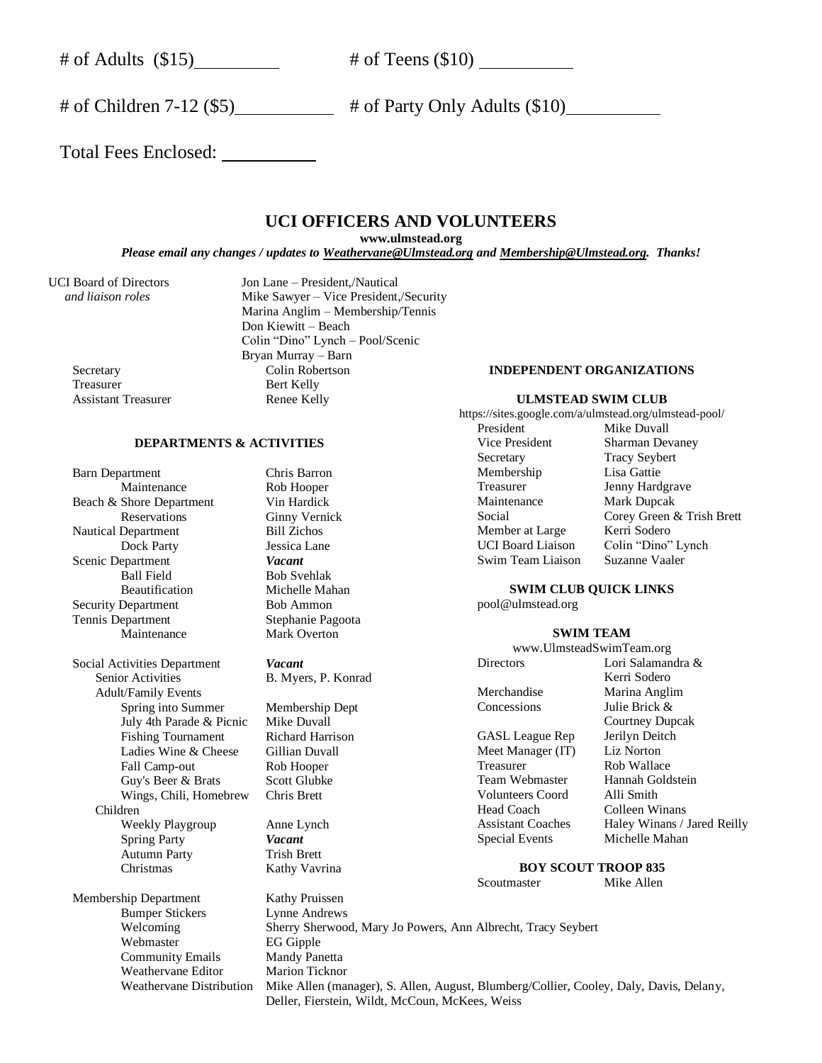# of Adults ($15)_________ # of Teens ($10) __________

# of Children 7-12 ($5)__________ # of Party Only Adults ($10)__________

Total Fees Enclosed: __________

## UCI OFFICERS AND VOLUNTEERS

**www.ulmstead.org**

***Please email any changes / updates to Weathervane@Ulmstead.org and Membership@Ulmstead.org. Thanks!***

| | |
|---|---|
| UCI Board of Directors *and liaison roles* | Jon Lane – President,/Nautical |
| | Mike Sawyer – Vice President,/Security |
| | Marina Anglim – Membership/Tennis |
| | Don Kiewitt – Beach |
| | Colin "Dino" Lynch – Pool/Scenic |
| | Bryan Murray – Barn |
| Secretary | Colin Robertson |
| Treasurer | Bert Kelly |
| Assistant Treasurer | Renee Kelly |

### DEPARTMENTS & ACTIVITIES

| | |
|---|---|
| Barn Department | Chris Barron |
| Maintenance | Rob Hooper |
| Beach & Shore Department | Vin Hardick |
| Reservations | Ginny Vernick |
| Nautical Department | Bill Zichos |
| Dock Party | Jessica Lane |
| Scenic Department | ***Vacant*** |
| Ball Field | Bob Svehlak |
| Beautification | Michelle Mahan |
| Security Department | Bob Ammon |
| Tennis Department | Stephanie Pagoota |
| Maintenance | Mark Overton |
| Social Activities Department | ***Vacant*** |
| Senior Activities | B. Myers, P. Konrad |
| Adult/Family Events | |
| Spring into Summer | Membership Dept |
| July 4th Parade & Picnic | Mike Duvall |
| Fishing Tournament | Richard Harrison |
| Ladies Wine & Cheese | Gillian Duvall |
| Fall Camp-out | Rob Hooper |
| Guy's Beer & Brats | Scott Glubke |
| Wings, Chili, Homebrew | Chris Brett |
| Children | |
| Weekly Playgroup | Anne Lynch |
| Spring Party | ***Vacant*** |
| Autumn Party | Trish Brett |
| Christmas | Kathy Vavrina |
| Membership Department | Kathy Pruissen |
| Bumper Stickers | Lynne Andrews |
| Welcoming | Sherry Sherwood, Mary Jo Powers, Ann Albrecht, Tracy Seybert |
| Webmaster | EG Gipple |
| Community Emails | Mandy Panetta |
| Weathervane Editor | Marion Ticknor |
| Weathervane Distribution | Mike Allen (manager), S. Allen, August, Blumberg/Collier, Cooley, Daly, Davis, Delany, Deller, Fierstein, Wildt, McCoun, McKees, Weiss |

### INDEPENDENT ORGANIZATIONS

#### ULMSTEAD SWIM CLUB

https://sites.google.com/a/ulmstead.org/ulmstead-pool/

| | |
|---|---|
| President | Mike Duvall |
| Vice President | Sharman Devaney |
| Secretary | Tracy Seybert |
| Membership | Lisa Gattie |
| Treasurer | Jenny Hardgrave |
| Maintenance | Mark Dupcak |
| Social | Corey Green & Trish Brett |
| Member at Large | Kerri Sodero |
| UCI Board Liaison | Colin "Dino" Lynch |
| Swim Team Liaison | Suzanne Vaaler |

#### SWIM CLUB QUICK LINKS

pool@ulmstead.org

#### SWIM TEAM

www.UlmsteadSwimTeam.org

| | |
|---|---|
| Directors | Lori Salamandra & Kerri Sodero |
| Merchandise | Marina Anglim |
| Concessions | Julie Brick & Courtney Dupcak |
| GASL League Rep | Jerilyn Deitch |
| Meet Manager (IT) | Liz Norton |
| Treasurer | Rob Wallace |
| Team Webmaster | Hannah Goldstein |
| Volunteers Coord | Alli Smith |
| Head Coach | Colleen Winans |
| Assistant Coaches | Haley Winans / Jared Reilly |
| Special Events | Michelle Mahan |

#### BOY SCOUT TROOP 835

| | |
|---|---|
| Scoutmaster | Mike Allen |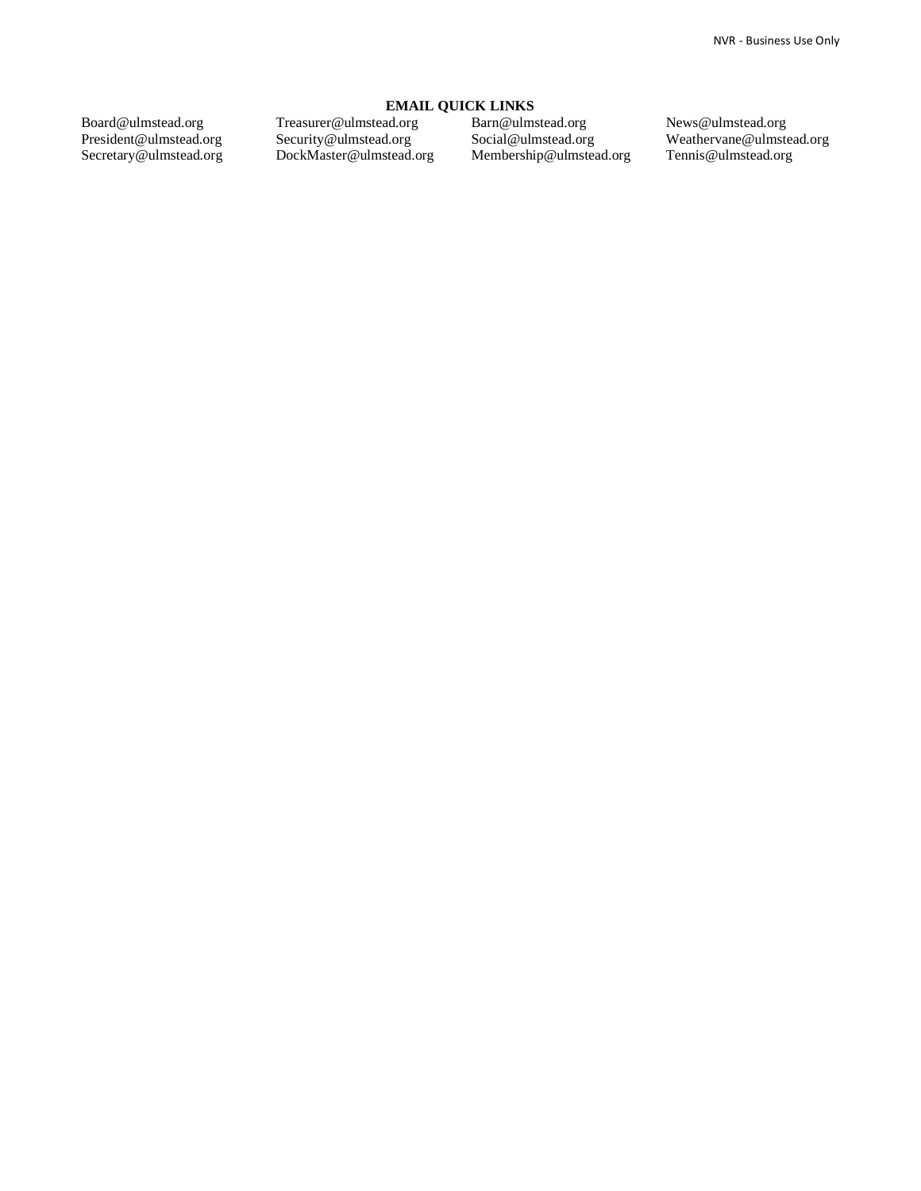**EMAIL QUICK LINKS**

| | | | |
|---|---|---|---|
| Board@ulmstead.org | Treasurer@ulmstead.org | Barn@ulmstead.org | News@ulmstead.org |
| President@ulmstead.org | Security@ulmstead.org | Social@ulmstead.org | Weathervane@ulmstead.org |
| Secretary@ulmstead.org | DockMaster@ulmstead.org | Membership@ulmstead.org | Tennis@ulmstead.org |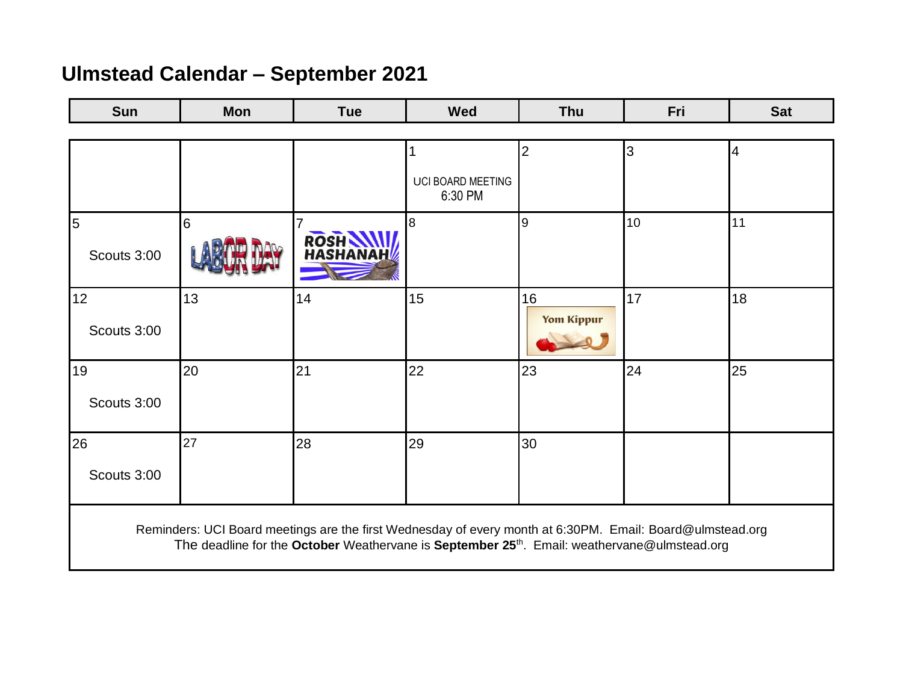# Ulmstead Calendar – September 2021

| Sun | Mon | Tue | Wed | Thu | Fri | Sat |
| --- | --- | --- | --- | --- | --- | --- |
| | | | 1 UCI BOARD MEETING 6:30 PM | 2 | 3 | 4 |
| 5 Scouts 3:00 | 6 LABOR DAY | 7 ROSH HASHANAH | 8 | 9 | 10 | 11 |
| 12 Scouts 3:00 | 13 | 14 | 15 | 16 Yom Kippur | 17 | 18 |
| 19 Scouts 3:00 | 20 | 21 | 22 | 23 | 24 | 25 |
| 26 Scouts 3:00 | 27 | 28 | 29 | 30 | | |

Reminders: UCI Board meetings are the first Wednesday of every month at 6:30PM. Email: Board@ulmstead.org
The deadline for the **October** Weathervane is **September 25th**. Email: weathervane@ulmstead.org